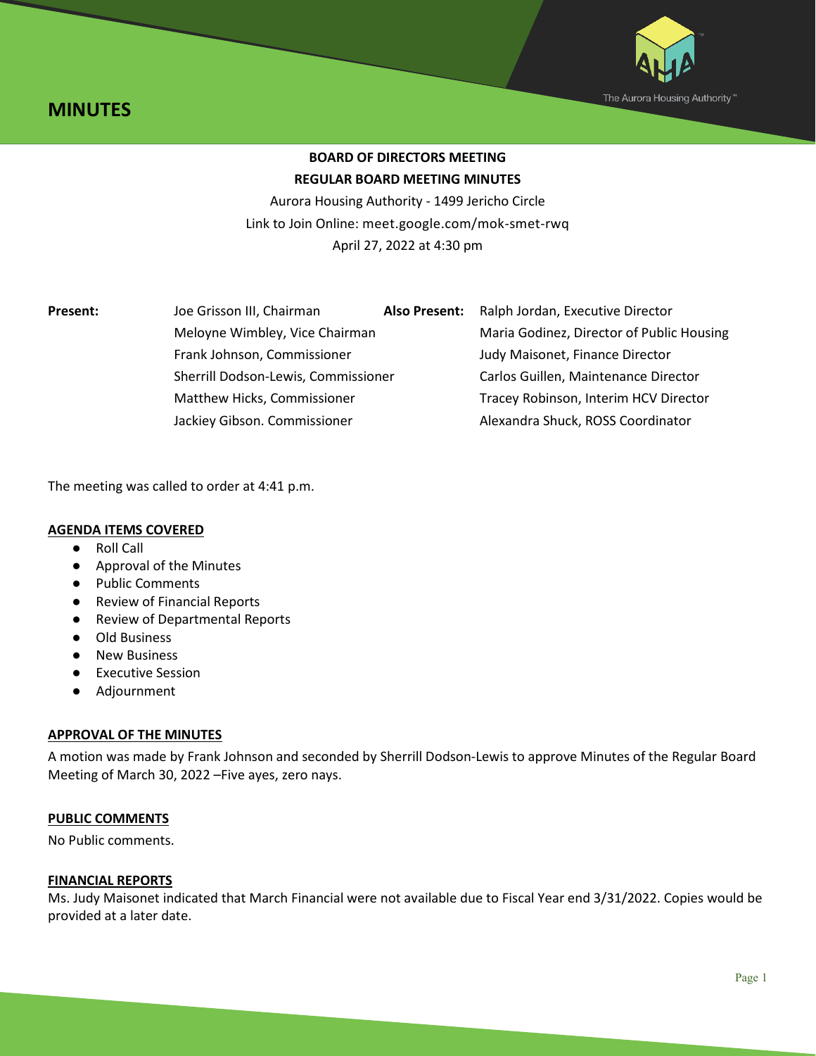# MINUTES

**BOARD OF DIRECTORS MEETING**

**REGULAR BOARD MEETING MINUTES**

Aurora Housing Authority - 1499 Jericho Circle

Link to Join Online: meet.google.com/mok-smet-rwq

April 27, 2022 at 4:30 pm

| **Present:** | | **Also Present:** | |
|---|---|---|---|
| | Joe Grisson III, Chairman | | Ralph Jordan, Executive Director |
| | Meloyne Wimbley, Vice Chairman | | Maria Godinez, Director of Public Housing |
| | Frank Johnson, Commissioner | | Judy Maisonet, Finance Director |
| | Sherrill Dodson-Lewis, Commissioner | | Carlos Guillen, Maintenance Director |
| | Matthew Hicks, Commissioner | | Tracey Robinson, Interim HCV Director |
| | Jackiey Gibson. Commissioner | | Alexandra Shuck, ROSS Coordinator |

The meeting was called to order at 4:41 p.m.

**AGENDA ITEMS COVERED**

- Roll Call
- Approval of the Minutes
- Public Comments
- Review of Financial Reports
- Review of Departmental Reports
- Old Business
- New Business
- Executive Session
- Adjournment

**APPROVAL OF THE MINUTES**

A motion was made by Frank Johnson and seconded by Sherrill Dodson-Lewis to approve Minutes of the Regular Board Meeting of March 30, 2022 –Five ayes, zero nays.

**PUBLIC COMMENTS**

No Public comments.

**FINANCIAL REPORTS**

Ms. Judy Maisonet indicated that March Financial were not available due to Fiscal Year end 3/31/2022. Copies would be provided at a later date.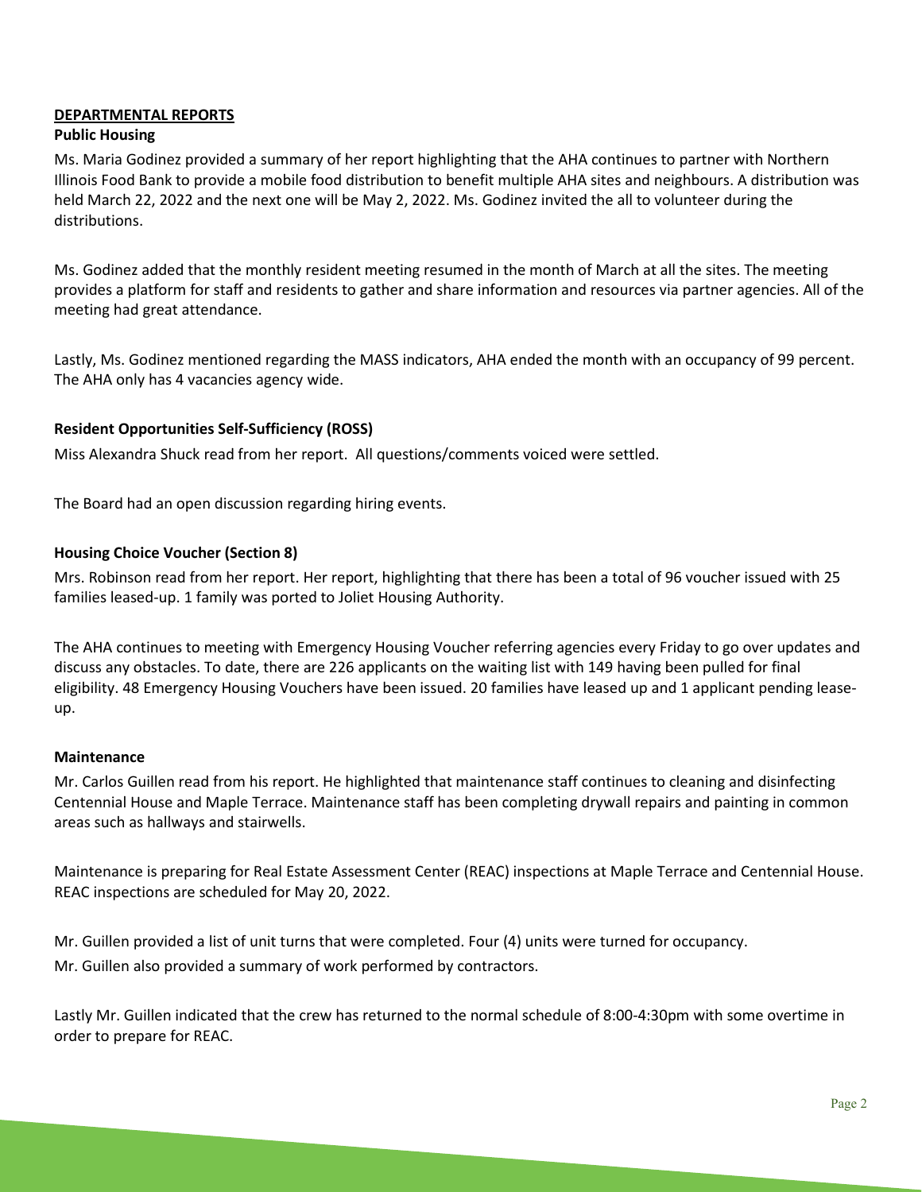**DEPARTMENTAL REPORTS**

**Public Housing**

Ms. Maria Godinez provided a summary of her report highlighting that the AHA continues to partner with Northern Illinois Food Bank to provide a mobile food distribution to benefit multiple AHA sites and neighbours. A distribution was held March 22, 2022 and the next one will be May 2, 2022. Ms. Godinez invited the all to volunteer during the distributions.

Ms. Godinez added that the monthly resident meeting resumed in the month of March at all the sites. The meeting provides a platform for staff and residents to gather and share information and resources via partner agencies. All of the meeting had great attendance.

Lastly, Ms. Godinez mentioned regarding the MASS indicators, AHA ended the month with an occupancy of 99 percent. The AHA only has 4 vacancies agency wide.

**Resident Opportunities Self-Sufficiency (ROSS)**

Miss Alexandra Shuck read from her report. All questions/comments voiced were settled.

The Board had an open discussion regarding hiring events.

**Housing Choice Voucher (Section 8)**

Mrs. Robinson read from her report. Her report, highlighting that there has been a total of 96 voucher issued with 25 families leased-up. 1 family was ported to Joliet Housing Authority.

The AHA continues to meeting with Emergency Housing Voucher referring agencies every Friday to go over updates and discuss any obstacles. To date, there are 226 applicants on the waiting list with 149 having been pulled for final eligibility. 48 Emergency Housing Vouchers have been issued. 20 families have leased up and 1 applicant pending lease-up.

**Maintenance**

Mr. Carlos Guillen read from his report. He highlighted that maintenance staff continues to cleaning and disinfecting Centennial House and Maple Terrace. Maintenance staff has been completing drywall repairs and painting in common areas such as hallways and stairwells.

Maintenance is preparing for Real Estate Assessment Center (REAC) inspections at Maple Terrace and Centennial House. REAC inspections are scheduled for May 20, 2022.

Mr. Guillen provided a list of unit turns that were completed. Four (4) units were turned for occupancy.
Mr. Guillen also provided a summary of work performed by contractors.

Lastly Mr. Guillen indicated that the crew has returned to the normal schedule of 8:00-4:30pm with some overtime in order to prepare for REAC.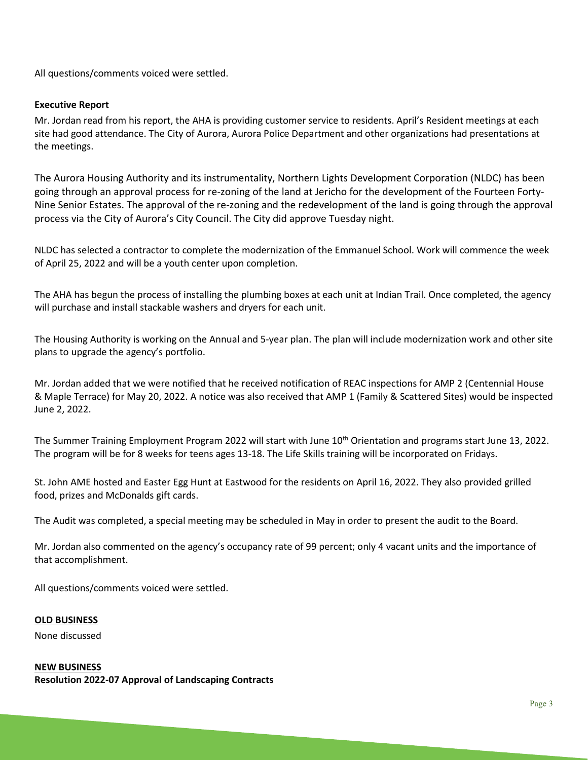All questions/comments voiced were settled.

**Executive Report**

Mr. Jordan read from his report, the AHA is providing customer service to residents. April's Resident meetings at each site had good attendance. The City of Aurora, Aurora Police Department and other organizations had presentations at the meetings.

The Aurora Housing Authority and its instrumentality, Northern Lights Development Corporation (NLDC) has been going through an approval process for re-zoning of the land at Jericho for the development of the Fourteen Forty-Nine Senior Estates. The approval of the re-zoning and the redevelopment of the land is going through the approval process via the City of Aurora's City Council. The City did approve Tuesday night.

NLDC has selected a contractor to complete the modernization of the Emmanuel School. Work will commence the week of April 25, 2022 and will be a youth center upon completion.

The AHA has begun the process of installing the plumbing boxes at each unit at Indian Trail. Once completed, the agency will purchase and install stackable washers and dryers for each unit.

The Housing Authority is working on the Annual and 5-year plan. The plan will include modernization work and other site plans to upgrade the agency's portfolio.

Mr. Jordan added that we were notified that he received notification of REAC inspections for AMP 2 (Centennial House & Maple Terrace) for May 20, 2022. A notice was also received that AMP 1 (Family & Scattered Sites) would be inspected June 2, 2022.

The Summer Training Employment Program 2022 will start with June 10th Orientation and programs start June 13, 2022. The program will be for 8 weeks for teens ages 13-18. The Life Skills training will be incorporated on Fridays.

St. John AME hosted and Easter Egg Hunt at Eastwood for the residents on April 16, 2022. They also provided grilled food, prizes and McDonalds gift cards.

The Audit was completed, a special meeting may be scheduled in May in order to present the audit to the Board.

Mr. Jordan also commented on the agency's occupancy rate of 99 percent; only 4 vacant units and the importance of that accomplishment.

All questions/comments voiced were settled.

**OLD BUSINESS**

None discussed

**NEW BUSINESS**

**Resolution 2022-07 Approval of Landscaping Contracts**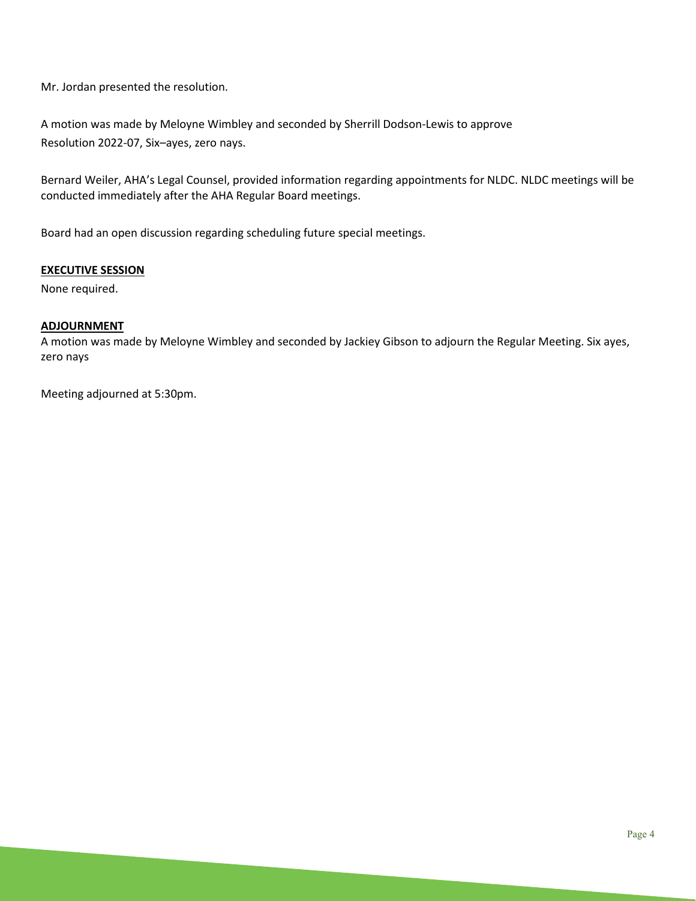Mr. Jordan presented the resolution.

A motion was made by Meloyne Wimbley and seconded by Sherrill Dodson-Lewis to approve Resolution 2022-07, Six–ayes, zero nays.

Bernard Weiler, AHA's Legal Counsel, provided information regarding appointments for NLDC. NLDC meetings will be conducted immediately after the AHA Regular Board meetings.

Board had an open discussion regarding scheduling future special meetings.

**EXECUTIVE SESSION**

None required.

**ADJOURNMENT**

A motion was made by Meloyne Wimbley and seconded by Jackiey Gibson to adjourn the Regular Meeting. Six ayes, zero nays

Meeting adjourned at 5:30pm.